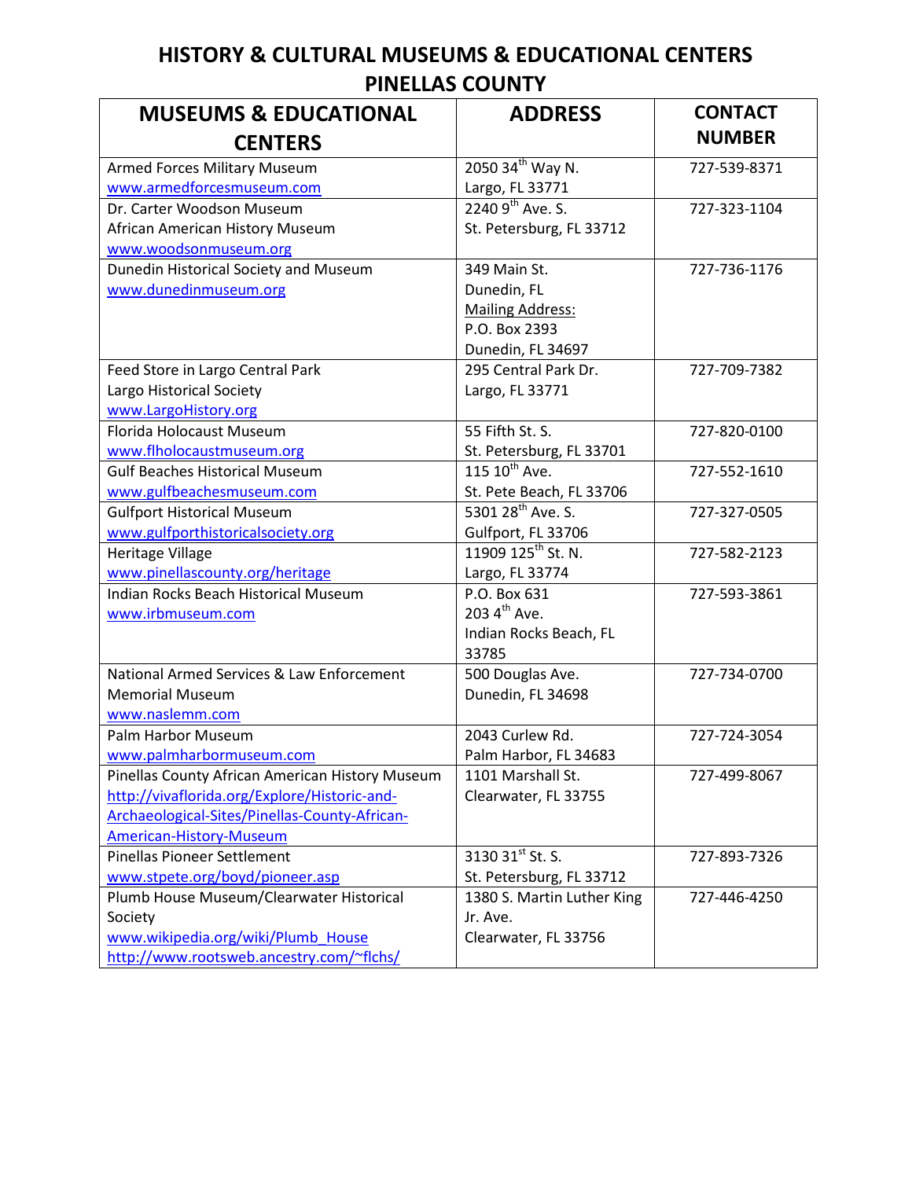# HISTORY & CULTURAL MUSEUMS & EDUCATIONAL CENTERS
## PINELLAS COUNTY

| MUSEUMS & EDUCATIONAL CENTERS | ADDRESS | CONTACT NUMBER |
|---|---|---|
| Armed Forces Military Museum<br>www.armedforcesmuseum.com | 2050 34th Way N.<br>Largo, FL 33771 | 727-539-8371 |
| Dr. Carter Woodson Museum<br>African American History Museum<br>www.woodsonmuseum.org | 2240 9th Ave. S.<br>St. Petersburg, FL 33712 | 727-323-1104 |
| Dunedin Historical Society and Museum<br>www.dunedinmuseum.org | 349 Main St.<br>Dunedin, FL<br>Mailing Address:<br>P.O. Box 2393<br>Dunedin, FL 34697 | 727-736-1176 |
| Feed Store in Largo Central Park<br>Largo Historical Society<br>www.LargoHistory.org | 295 Central Park Dr.<br>Largo, FL 33771 | 727-709-7382 |
| Florida Holocaust Museum<br>www.flholocaustmuseum.org | 55 Fifth St. S.<br>St. Petersburg, FL 33701 | 727-820-0100 |
| Gulf Beaches Historical Museum<br>www.gulfbeachesmuseum.com | 115 10th Ave.<br>St. Pete Beach, FL 33706 | 727-552-1610 |
| Gulfport Historical Museum<br>www.gulfporthistoricalsociety.org | 5301 28th Ave. S.<br>Gulfport, FL 33706 | 727-327-0505 |
| Heritage Village<br>www.pinellascounty.org/heritage | 11909 125th St. N.<br>Largo, FL 33774 | 727-582-2123 |
| Indian Rocks Beach Historical Museum<br>www.irbmuseum.com | P.O. Box 631<br>203 4th Ave.<br>Indian Rocks Beach, FL 33785 | 727-593-3861 |
| National Armed Services & Law Enforcement Memorial Museum<br>www.naslemm.com | 500 Douglas Ave.<br>Dunedin, FL 34698 | 727-734-0700 |
| Palm Harbor Museum<br>www.palmharbormuseum.com | 2043 Curlew Rd.<br>Palm Harbor, FL 34683 | 727-724-3054 |
| Pinellas County African American History Museum<br>http://vivaflorida.org/Explore/Historic-and-Archaeological-Sites/Pinellas-County-African-American-History-Museum | 1101 Marshall St.<br>Clearwater, FL 33755 | 727-499-8067 |
| Pinellas Pioneer Settlement<br>www.stpete.org/boyd/pioneer.asp | 3130 31st St. S.<br>St. Petersburg, FL 33712 | 727-893-7326 |
| Plumb House Museum/Clearwater Historical Society<br>www.wikipedia.org/wiki/Plumb_House<br>http://www.rootsweb.ancestry.com/~flchs/ | 1380 S. Martin Luther King Jr. Ave.<br>Clearwater, FL 33756 | 727-446-4250 |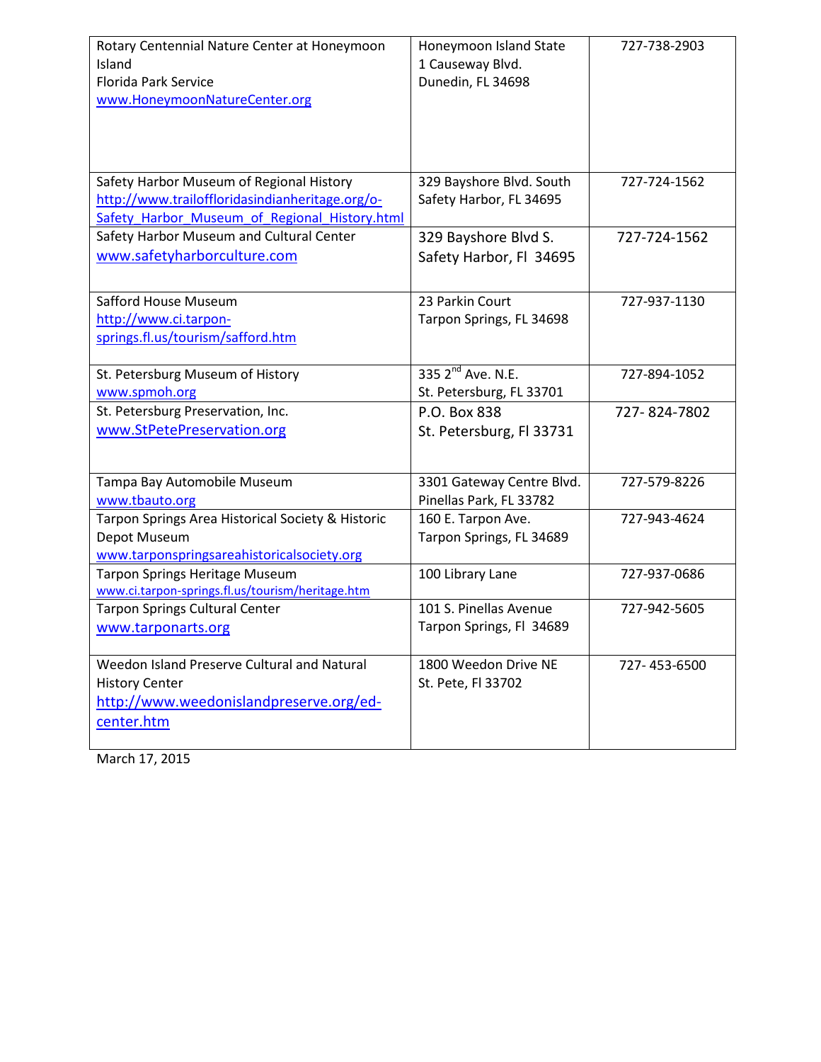| | | |
|---|---|---|
| Rotary Centennial Nature Center at Honeymoon Island<br>Florida Park Service<br>www.HoneymoonNatureCenter.org | Honeymoon Island State<br>1 Causeway Blvd.<br>Dunedin, FL 34698 | 727-738-2903 |
| Safety Harbor Museum of Regional History<br>http://www.trailoffloridasindianheritage.org/o-Safety_Harbor_Museum_of_Regional_History.html | 329 Bayshore Blvd. South<br>Safety Harbor, FL 34695 | 727-724-1562 |
| Safety Harbor Museum and Cultural Center<br>www.safetyharborculture.com | 329 Bayshore Blvd S.<br>Safety Harbor, Fl 34695 | 727-724-1562 |
| Safford House Museum<br>http://www.ci.tarpon-springs.fl.us/tourism/safford.htm | 23 Parkin Court<br>Tarpon Springs, FL 34698 | 727-937-1130 |
| St. Petersburg Museum of History<br>www.spmoh.org | 335 2nd Ave. N.E.<br>St. Petersburg, FL 33701 | 727-894-1052 |
| St. Petersburg Preservation, Inc.<br>www.StPetePreservation.org | P.O. Box 838<br>St. Petersburg, Fl 33731 | 727- 824-7802 |
| Tampa Bay Automobile Museum<br>www.tbauto.org | 3301 Gateway Centre Blvd.<br>Pinellas Park, FL 33782 | 727-579-8226 |
| Tarpon Springs Area Historical Society & Historic Depot Museum<br>www.tarponspringsareahistoricalsociety.org | 160 E. Tarpon Ave.<br>Tarpon Springs, FL 34689 | 727-943-4624 |
| Tarpon Springs Heritage Museum<br>www.ci.tarpon-springs.fl.us/tourism/heritage.htm | 100 Library Lane | 727-937-0686 |
| Tarpon Springs Cultural Center<br>www.tarponarts.org | 101 S. Pinellas Avenue<br>Tarpon Springs, Fl 34689 | 727-942-5605 |
| Weedon Island Preserve Cultural and Natural History Center<br>http://www.weedonislandpreserve.org/ed-center.htm | 1800 Weedon Drive NE<br>St. Pete, Fl 33702 | 727- 453-6500 |

March 17, 2015